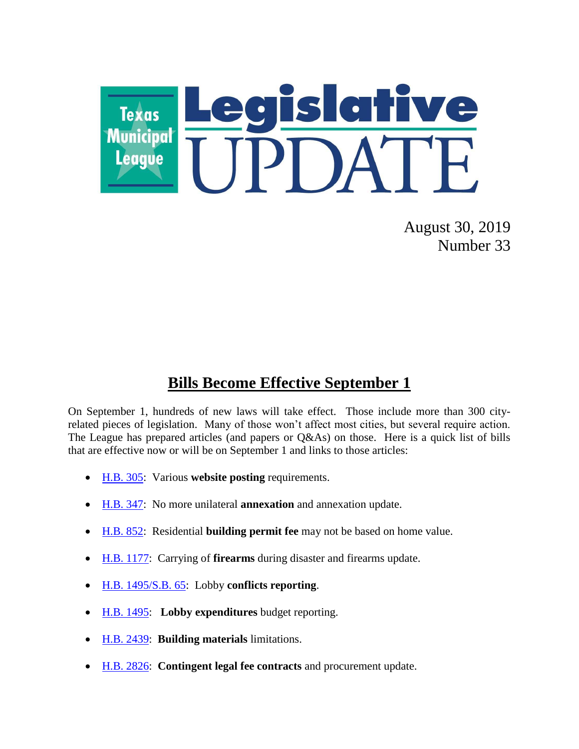# Texas Municipal League Legislative UPDATE

August 30, 2019
Number 33

## Bills Become Effective September 1

On September 1, hundreds of new laws will take effect. Those include more than 300 city-related pieces of legislation. Many of those won't affect most cities, but several require action. The League has prepared articles (and papers or Q&As) on those. Here is a quick list of bills that are effective now or will be on September 1 and links to those articles:

- H.B. 305: Various **website posting** requirements.
- H.B. 347: No more unilateral **annexation** and annexation update.
- H.B. 852: Residential **building permit fee** may not be based on home value.
- H.B. 1177: Carrying of **firearms** during disaster and firearms update.
- H.B. 1495/S.B. 65: Lobby **conflicts reporting**.
- H.B. 1495: **Lobby expenditures** budget reporting.
- H.B. 2439: **Building materials** limitations.
- H.B. 2826: **Contingent legal fee contracts** and procurement update.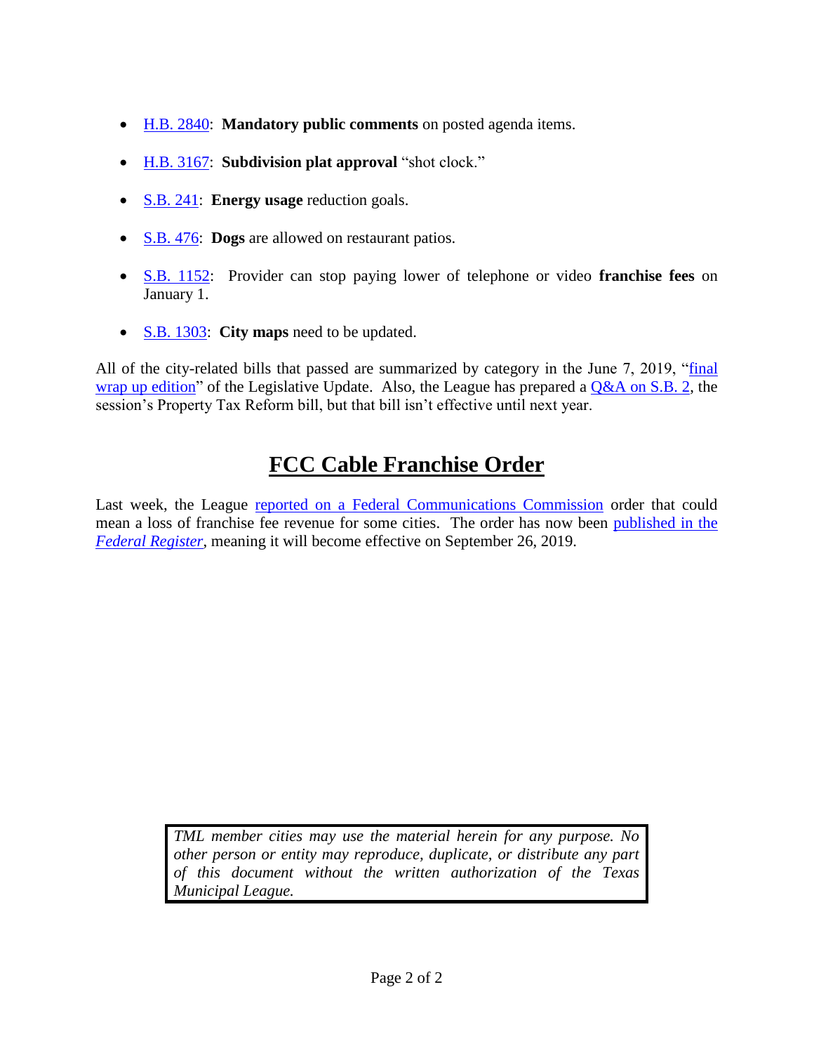- H.B. 2840: **Mandatory public comments** on posted agenda items.
- H.B. 3167: **Subdivision plat approval** "shot clock."
- S.B. 241: **Energy usage** reduction goals.
- S.B. 476: **Dogs** are allowed on restaurant patios.
- S.B. 1152: Provider can stop paying lower of telephone or video **franchise fees** on January 1.
- S.B. 1303: **City maps** need to be updated.

All of the city-related bills that passed are summarized by category in the June 7, 2019, "final wrap up edition" of the Legislative Update. Also, the League has prepared a Q&A on S.B. 2, the session's Property Tax Reform bill, but that bill isn't effective until next year.

## FCC Cable Franchise Order

Last week, the League reported on a Federal Communications Commission order that could mean a loss of franchise fee revenue for some cities. The order has now been published in the *Federal Register*, meaning it will become effective on September 26, 2019.

*TML member cities may use the material herein for any purpose. No other person or entity may reproduce, duplicate, or distribute any part of this document without the written authorization of the Texas Municipal League.*